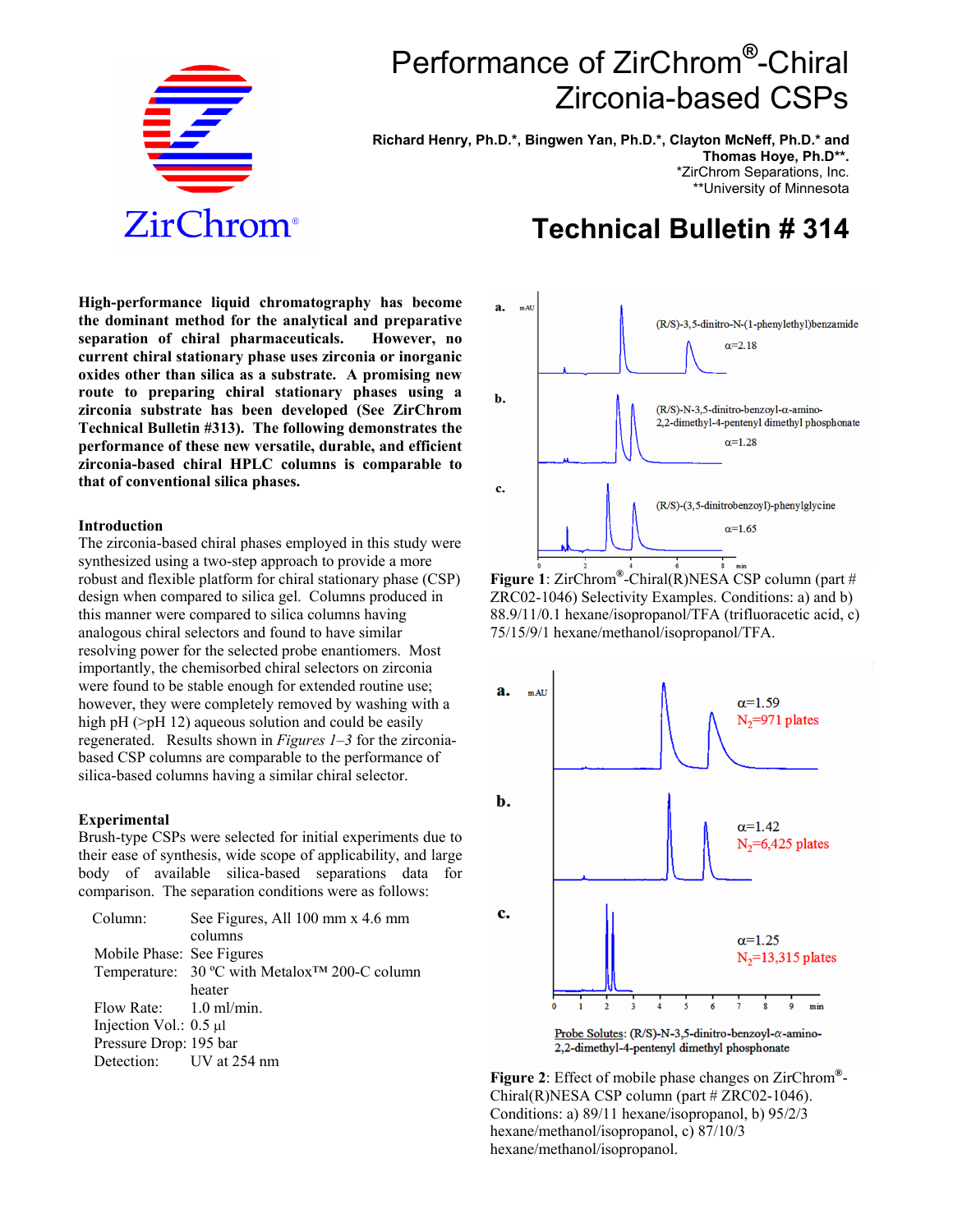# Performance of ZirChrom®-Chiral Zirconia-based CSPs

**Richard Henry, Ph.D.\*, Bingwen Yan, Ph.D.\*, Clayton McNeff, Ph.D.\* and Thomas Hoye, Ph.D\*\*.**
\*ZirChrom Separations, Inc.
\*\*University of Minnesota

## Technical Bulletin # 314

**High-performance liquid chromatography has become the dominant method for the analytical and preparative separation of chiral pharmaceuticals. However, no current chiral stationary phase uses zirconia or inorganic oxides other than silica as a substrate. A promising new route to preparing chiral stationary phases using a zirconia substrate has been developed (See ZirChrom Technical Bulletin #313). The following demonstrates the performance of these new versatile, durable, and efficient zirconia-based chiral HPLC columns is comparable to that of conventional silica phases.**

### Introduction

The zirconia-based chiral phases employed in this study were synthesized using a two-step approach to provide a more robust and flexible platform for chiral stationary phase (CSP) design when compared to silica gel. Columns produced in this manner were compared to silica columns having analogous chiral selectors and found to have similar resolving power for the selected probe enantiomers. Most importantly, the chemisorbed chiral selectors on zirconia were found to be stable enough for extended routine use; however, they were completely removed by washing with a high pH (>pH 12) aqueous solution and could be easily regenerated. Results shown in *Figures 1–3* for the zirconia-based CSP columns are comparable to the performance of silica-based columns having a similar chiral selector.

### Experimental

Brush-type CSPs were selected for initial experiments due to their ease of synthesis, wide scope of applicability, and large body of available silica-based separations data for comparison. The separation conditions were as follows:

| | |
|---|---|
| Column: | See Figures, All 100 mm x 4.6 mm columns |
| Mobile Phase: | See Figures |
| Temperature: | 30 ºC with Metalox™ 200-C column heater |
| Flow Rate: | 1.0 ml/min. |
| Injection Vol.: | 0.5 µl |
| Pressure Drop: | 195 bar |
| Detection: | UV at 254 nm |

a. (R/S)-3,5-dinitro-N-(1-phenylethyl)benzamide, $\alpha$=2.18

b. (R/S)-N-3,5-dinitro-benzoyl-$\alpha$-amino-2,2-dimethyl-4-pentenyl dimethyl phosphonate, $\alpha$=1.28

c. (R/S)-(3,5-dinitrobenzoyl)-phenylglycine, $\alpha$=1.65

**Figure 1**: ZirChrom®-Chiral(R)NESA CSP column (part # ZRC02-1046) Selectivity Examples. Conditions: a) and b) 88.9/11/0.1 hexane/isopropanol/TFA (trifluoracetic acid, c) 75/15/9/1 hexane/methanol/isopropanol/TFA.

a. $\alpha$=1.59, $N_2$=971 plates

b. $\alpha$=1.42, $N_2$=6,425 plates

c. $\alpha$=1.25, $N_2$=13,315 plates

Probe Solutes: (R/S)-N-3,5-dinitro-benzoyl-$\alpha$-amino-2,2-dimethyl-4-pentenyl dimethyl phosphonate

**Figure 2**: Effect of mobile phase changes on ZirChrom®-Chiral(R)NESA CSP column (part # ZRC02-1046). Conditions: a) 89/11 hexane/isopropanol, b) 95/2/3 hexane/methanol/isopropanol, c) 87/10/3 hexane/methanol/isopropanol.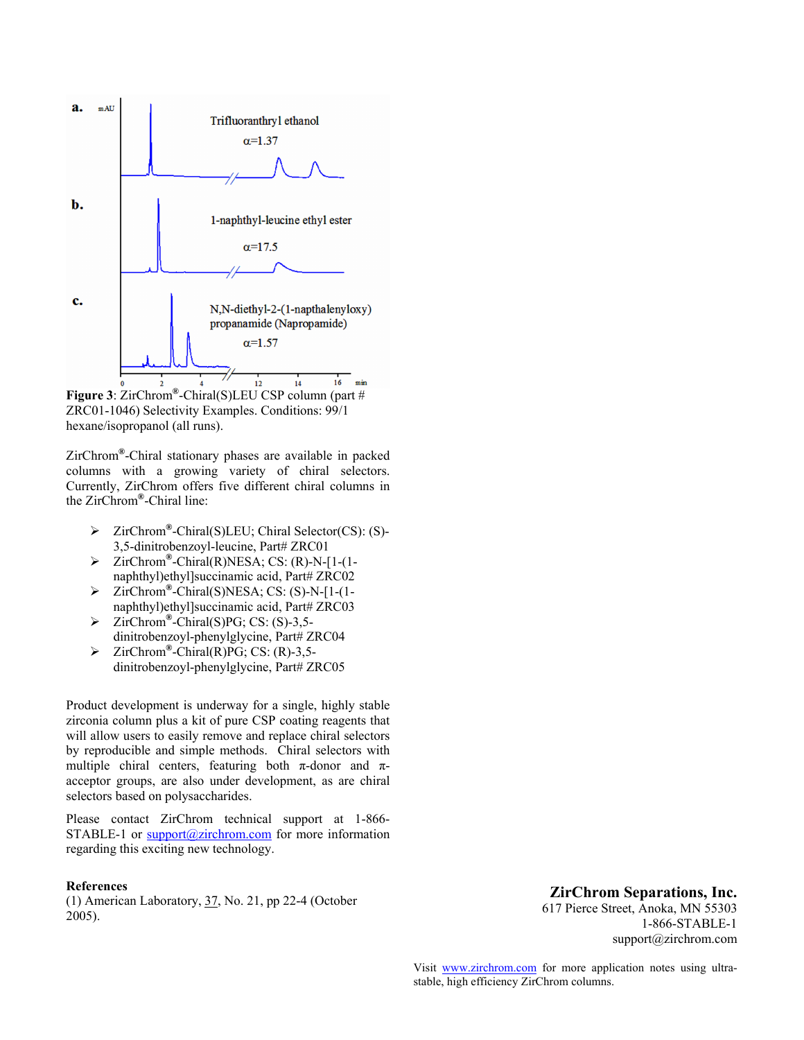a.

mAU

Trifluoranthryl ethanol

α=1.37

b.

1-naphthyl-leucine ethyl ester

α=17.5

c.

N,N-diethyl-2-(1-napthalenyloxy) propanamide (Napropamide)

α=1.57

0 2 4 12 14 16 min

**Figure 3**: ZirChrom®-Chiral(S)LEU CSP column (part # ZRC01-1046) Selectivity Examples. Conditions: 99/1 hexane/isopropanol (all runs).

ZirChrom®-Chiral stationary phases are available in packed columns with a growing variety of chiral selectors. Currently, ZirChrom offers five different chiral columns in the ZirChrom®-Chiral line:

- ZirChrom®-Chiral(S)LEU; Chiral Selector(CS): (S)-3,5-dinitrobenzoyl-leucine, Part# ZRC01
- ZirChrom®-Chiral(R)NESA; CS: (R)-N-[1-(1-naphthyl)ethyl]succinamic acid, Part# ZRC02
- ZirChrom®-Chiral(S)NESA; CS: (S)-N-[1-(1-naphthyl)ethyl]succinamic acid, Part# ZRC03
- ZirChrom®-Chiral(S)PG; CS: (S)-3,5-dinitrobenzoyl-phenylglycine, Part# ZRC04
- ZirChrom®-Chiral(R)PG; CS: (R)-3,5-dinitrobenzoyl-phenylglycine, Part# ZRC05

Product development is underway for a single, highly stable zirconia column plus a kit of pure CSP coating reagents that will allow users to easily remove and replace chiral selectors by reproducible and simple methods. Chiral selectors with multiple chiral centers, featuring both π-donor and π-acceptor groups, are also under development, as are chiral selectors based on polysaccharides.

Please contact ZirChrom technical support at 1-866-STABLE-1 or support@zirchrom.com for more information regarding this exciting new technology.

**References**

(1) American Laboratory, 37, No. 21, pp 22-4 (October 2005).

**ZirChrom Separations, Inc.**
617 Pierce Street, Anoka, MN 55303
1-866-STABLE-1
support@zirchrom.com

Visit www.zirchrom.com for more application notes using ultra-stable, high efficiency ZirChrom columns.